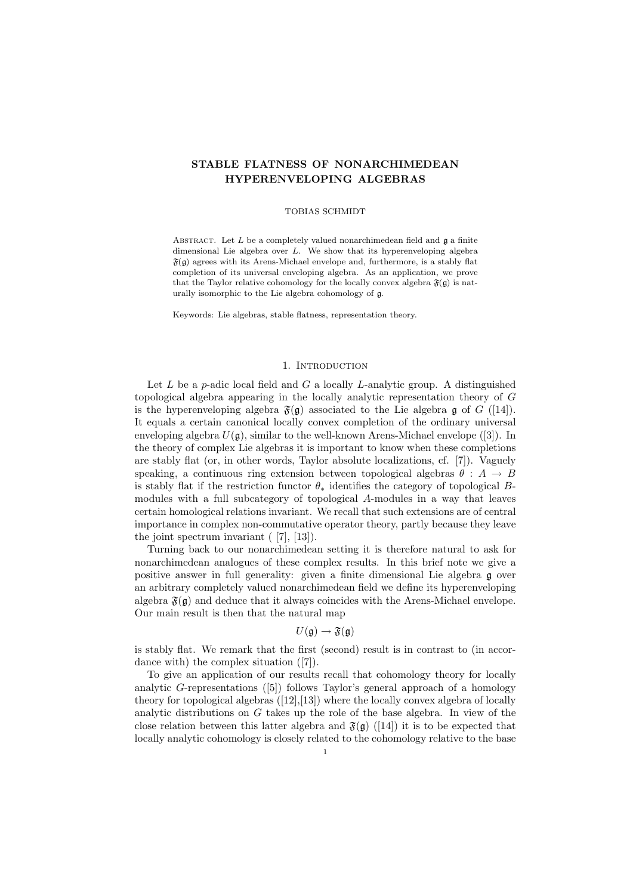# STABLE FLATNESS OF NONARCHIMEDEAN HYPERENVELOPING ALGEBRAS

TOBIAS SCHMIDT

Abstract. Let $L$ be a completely valued nonarchimedean field and $\mathfrak{g}$ a finite dimensional Lie algebra over $L$. We show that its hyperenveloping algebra $\mathfrak{F}(\mathfrak{g})$ agrees with its Arens-Michael envelope and, furthermore, is a stably flat completion of its universal enveloping algebra. As an application, we prove that the Taylor relative cohomology for the locally convex algebra $\mathfrak{F}(\mathfrak{g})$ is naturally isomorphic to the Lie algebra cohomology of $\mathfrak{g}$.

Keywords: Lie algebras, stable flatness, representation theory.

## 1. Introduction

Let $L$ be a $p$-adic local field and $G$ a locally $L$-analytic group. A distinguished topological algebra appearing in the locally analytic representation theory of $G$ is the hyperenveloping algebra $\mathfrak{F}(\mathfrak{g})$ associated to the Lie algebra $\mathfrak{g}$ of $G$ ([14]). It equals a certain canonical locally convex completion of the ordinary universal enveloping algebra $U(\mathfrak{g})$, similar to the well-known Arens-Michael envelope ([3]). In the theory of complex Lie algebras it is important to know when these completions are stably flat (or, in other words, Taylor absolute localizations, cf. [7]). Vaguely speaking, a continuous ring extension between topological algebras $\theta : A \rightarrow B$ is stably flat if the restriction functor $\theta_*$ identifies the category of topological $B$-modules with a full subcategory of topological $A$-modules in a way that leaves certain homological relations invariant. We recall that such extensions are of central importance in complex non-commutative operator theory, partly because they leave the joint spectrum invariant ( [7], [13]).

Turning back to our nonarchimedean setting it is therefore natural to ask for nonarchimedean analogues of these complex results. In this brief note we give a positive answer in full generality: given a finite dimensional Lie algebra $\mathfrak{g}$ over an arbitrary completely valued nonarchimedean field we define its hyperenveloping algebra $\mathfrak{F}(\mathfrak{g})$ and deduce that it always coincides with the Arens-Michael envelope. Our main result is then that the natural map

$$U(\mathfrak{g}) \rightarrow \mathfrak{F}(\mathfrak{g})$$

is stably flat. We remark that the first (second) result is in contrast to (in accordance with) the complex situation ([7]).

To give an application of our results recall that cohomology theory for locally analytic $G$-representations ([5]) follows Taylor's general approach of a homology theory for topological algebras ([12],[13]) where the locally convex algebra of locally analytic distributions on $G$ takes up the role of the base algebra. In view of the close relation between this latter algebra and $\mathfrak{F}(\mathfrak{g})$ ([14]) it is to be expected that locally analytic cohomology is closely related to the cohomology relative to the base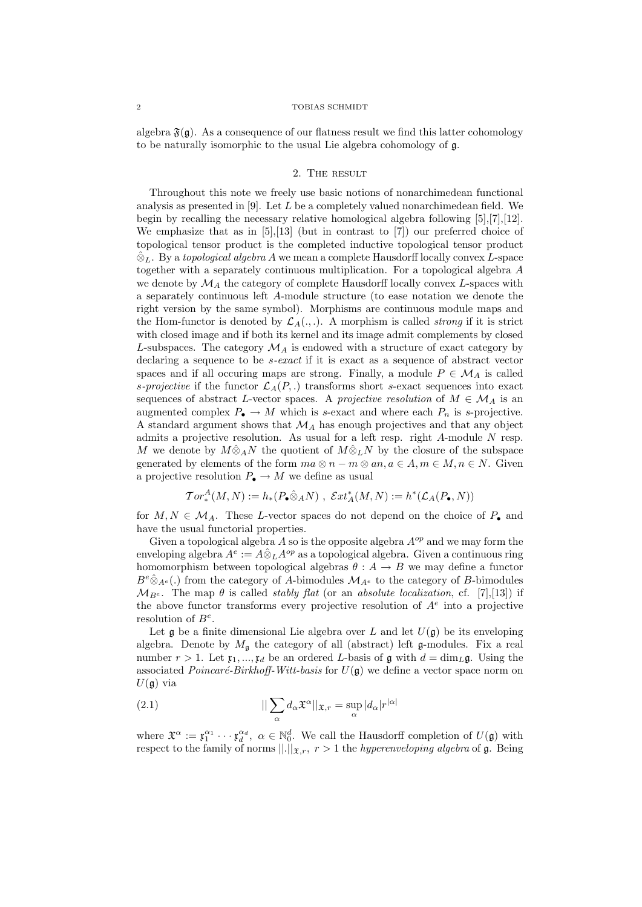algebra $\mathfrak{F}(\mathfrak{g})$. As a consequence of our flatness result we find this latter cohomology to be naturally isomorphic to the usual Lie algebra cohomology of $\mathfrak{g}$.

## 2. The result

Throughout this note we freely use basic notions of nonarchimedean functional analysis as presented in [9]. Let $L$ be a completely valued nonarchimedean field. We begin by recalling the necessary relative homological algebra following [5],[7],[12]. We emphasize that as in [5],[13] (but in contrast to [7]) our preferred choice of topological tensor product is the completed inductive topological tensor product $\hat{\otimes}_L$. By a *topological algebra* $A$ we mean a complete Hausdorff locally convex $L$-space together with a separately continuous multiplication. For a topological algebra $A$ we denote by $\mathcal{M}_A$ the category of complete Hausdorff locally convex $L$-spaces with a separately continuous left $A$-module structure (to ease notation we denote the right version by the same symbol). Morphisms are continuous module maps and the Hom-functor is denoted by $\mathcal{L}_A(.,.)$. A morphism is called *strong* if it is strict with closed image and if both its kernel and its image admit complements by closed $L$-subspaces. The category $\mathcal{M}_A$ is endowed with a structure of exact category by declaring a sequence to be *s-exact* if it is exact as a sequence of abstract vector spaces and if all occuring maps are strong. Finally, a module $P \in \mathcal{M}_A$ is called *s-projective* if the functor $\mathcal{L}_A(P,.)$ transforms short $s$-exact sequences into exact sequences of abstract $L$-vector spaces. A *projective resolution* of $M \in \mathcal{M}_A$ is an augmented complex $P_\bullet \to M$ which is $s$-exact and where each $P_n$ is $s$-projective. A standard argument shows that $\mathcal{M}_A$ has enough projectives and that any object admits a projective resolution. As usual for a left resp. right $A$-module $N$ resp. $M$ we denote by $M\hat{\otimes}_A N$ the quotient of $M\hat{\otimes}_L N$ by the closure of the subspace generated by elements of the form $ma \otimes n - m \otimes an, a \in A, m \in M, n \in N$. Given a projective resolution $P_\bullet \to M$ we define as usual

$$\mathcal{T}or_*^A(M,N) := h_*(P_\bullet \hat{\otimes}_A N)\ ,\ \mathcal{E}xt_A^*(M,N) := h^*(\mathcal{L}_A(P_\bullet, N))$$

for $M, N \in \mathcal{M}_A$. These $L$-vector spaces do not depend on the choice of $P_\bullet$ and have the usual functorial properties.

Given a topological algebra $A$ so is the opposite algebra $A^{op}$ and we may form the enveloping algebra $A^e := A\hat{\otimes}_L A^{op}$ as a topological algebra. Given a continuous ring homomorphism between topological algebras $\theta : A \to B$ we may define a functor $B^e\hat{\otimes}_{A^e}(.)$ from the category of $A$-bimodules $\mathcal{M}_{A^e}$ to the category of $B$-bimodules $\mathcal{M}_{B^e}$. The map $\theta$ is called *stably flat* (or an *absolute localization*, cf. [7],[13]) if the above functor transforms every projective resolution of $A^e$ into a projective resolution of $B^e$.

Let $\mathfrak{g}$ be a finite dimensional Lie algebra over $L$ and let $U(\mathfrak{g})$ be its enveloping algebra. Denote by $M_{\mathfrak{g}}$ the category of all (abstract) left $\mathfrak{g}$-modules. Fix a real number $r > 1$. Let $\mathfrak{x}_1, ..., \mathfrak{x}_d$ be an ordered $L$-basis of $\mathfrak{g}$ with $d = \dim_L \mathfrak{g}$. Using the associated *Poincaré-Birkhoff-Witt-basis* for $U(\mathfrak{g})$ we define a vector space norm on $U(\mathfrak{g})$ via

$$||\sum_\alpha d_\alpha \mathfrak{X}^\alpha||_{\mathfrak{x},r} = \sup_\alpha |d_\alpha| r^{|\alpha|} \tag{2.1}$$

where $\mathfrak{X}^\alpha := \mathfrak{x}_1^{\alpha_1} \cdots \mathfrak{x}_d^{\alpha_d},\ \alpha \in \mathbb{N}_0^d$. We call the Hausdorff completion of $U(\mathfrak{g})$ with respect to the family of norms $||.||_{\mathfrak{x},r},\ r > 1$ the *hyperenveloping algebra* of $\mathfrak{g}$. Being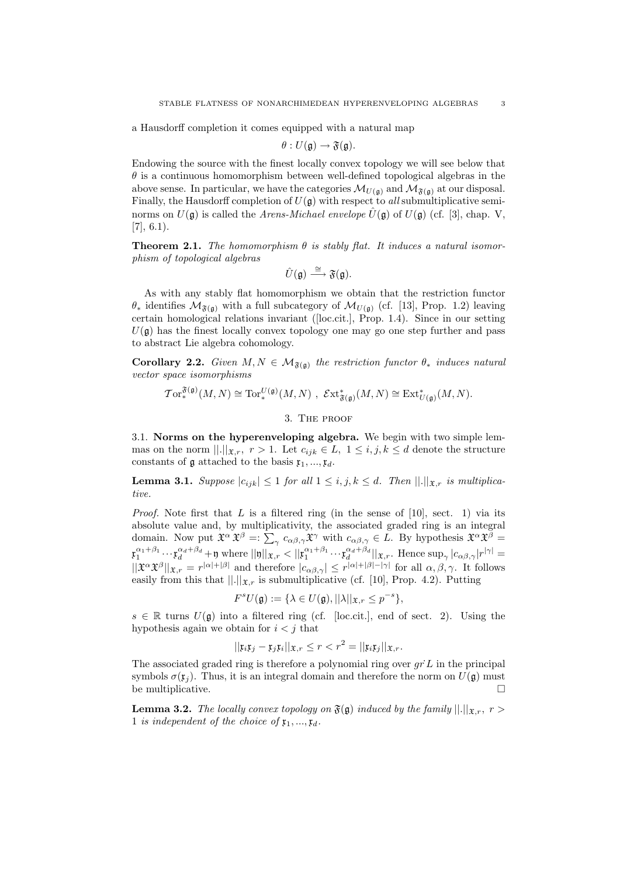a Hausdorff completion it comes equipped with a natural map

$$\theta : U(\mathfrak{g}) \to \mathfrak{F}(\mathfrak{g}).$$

Endowing the source with the finest locally convex topology we will see below that $\theta$ is a continuous homomorphism between well-defined topological algebras in the above sense. In particular, we have the categories $\mathcal{M}_{U(\mathfrak{g})}$ and $\mathcal{M}_{\mathfrak{F}(\mathfrak{g})}$ at our disposal. Finally, the Hausdorff completion of $U(\mathfrak{g})$ with respect to *all* submultiplicative seminorms on $U(\mathfrak{g})$ is called the *Arens-Michael envelope* $\hat{U}(\mathfrak{g})$ of $U(\mathfrak{g})$ (cf. [3], chap. V, [7], 6.1).

**Theorem 2.1.** *The homomorphism $\theta$ is stably flat. It induces a natural isomorphism of topological algebras*

$$\hat{U}(\mathfrak{g}) \xrightarrow{\cong} \mathfrak{F}(\mathfrak{g}).$$

As with any stably flat homomorphism we obtain that the restriction functor $\theta_*$ identifies $\mathcal{M}_{\mathfrak{F}(\mathfrak{g})}$ with a full subcategory of $\mathcal{M}_{U(\mathfrak{g})}$ (cf. [13], Prop. 1.2) leaving certain homological relations invariant ([loc.cit.], Prop. 1.4). Since in our setting $U(\mathfrak{g})$ has the finest locally convex topology one may go one step further and pass to abstract Lie algebra cohomology.

**Corollary 2.2.** *Given $M, N \in \mathcal{M}_{\mathfrak{F}(\mathfrak{g})}$ the restriction functor $\theta_*$ induces natural vector space isomorphisms*

$$\mathcal{T}\mathrm{or}_*^{\mathfrak{F}(\mathfrak{g})}(M,N) \cong \mathrm{Tor}_*^{U(\mathfrak{g})}(M,N)\ ,\ \mathcal{E}\mathrm{xt}^*_{\mathfrak{F}(\mathfrak{g})}(M,N) \cong \mathrm{Ext}^*_{U(\mathfrak{g})}(M,N).$$

## 3. The proof

### 3.1. Norms on the hyperenveloping algebra.

We begin with two simple lemmas on the norm $||.||_{\mathfrak{x},r},\ r>1$. Let $c_{ijk} \in L,\ 1 \le i,j,k \le d$ denote the structure constants of $\mathfrak{g}$ attached to the basis $\mathfrak{x}_1, ..., \mathfrak{x}_d$.

**Lemma 3.1.** *Suppose $|c_{ijk}| \le 1$ for all $1 \le i,j,k \le d$. Then $||.||_{\mathfrak{x},r}$ is multiplicative.*

*Proof.* Note first that $L$ is a filtered ring (in the sense of [10], sect. 1) via its absolute value and, by multiplicativity, the associated graded ring is an integral domain. Now put $\mathfrak{X}^\alpha\mathfrak{X}^\beta =: \sum_\gamma c_{\alpha\beta,\gamma}\mathfrak{X}^\gamma$ with $c_{\alpha\beta,\gamma} \in L$. By hypothesis $\mathfrak{X}^\alpha\mathfrak{X}^\beta = \mathfrak{x}_1^{\alpha_1+\beta_1}\cdots\mathfrak{x}_d^{\alpha_d+\beta_d}+\mathfrak{y}$ where $||\mathfrak{y}||_{\mathfrak{x},r} < ||\mathfrak{x}_1^{\alpha_1+\beta_1}\cdots\mathfrak{x}_d^{\alpha_d+\beta_d}||_{\mathfrak{x},r}$. Hence $\sup_\gamma |c_{\alpha\beta,\gamma}|r^{|\gamma|} = ||\mathfrak{X}^\alpha\mathfrak{X}^\beta||_{\mathfrak{x},r} = r^{|\alpha|+|\beta|}$ and therefore $|c_{\alpha\beta,\gamma}| \le r^{|\alpha|+|\beta|-|\gamma|}$ for all $\alpha,\beta,\gamma$. It follows easily from this that $||.||_{\mathfrak{x},r}$ is submultiplicative (cf. [10], Prop. 4.2). Putting

$$F^sU(\mathfrak{g}) := \{\lambda \in U(\mathfrak{g}), ||\lambda||_{\mathfrak{x},r} \le p^{-s}\},$$

$s \in \mathbb{R}$ turns $U(\mathfrak{g})$ into a filtered ring (cf. [loc.cit.], end of sect. 2). Using the hypothesis again we obtain for $i<j$ that

$$||\mathfrak{x}_i\mathfrak{x}_j - \mathfrak{x}_j\mathfrak{x}_i||_{\mathfrak{x},r} \le r < r^2 = ||\mathfrak{x}_i\mathfrak{x}_j||_{\mathfrak{x},r}.$$

The associated graded ring is therefore a polynomial ring over $gr^{\cdot}L$ in the principal symbols $\sigma(\mathfrak{x}_j)$. Thus, it is an integral domain and therefore the norm on $U(\mathfrak{g})$ must be multiplicative. $\square$

**Lemma 3.2.** *The locally convex topology on $\mathfrak{F}(\mathfrak{g})$ induced by the family $||.||_{\mathfrak{x},r},\ r>1$ is independent of the choice of $\mathfrak{x}_1, ..., \mathfrak{x}_d$.*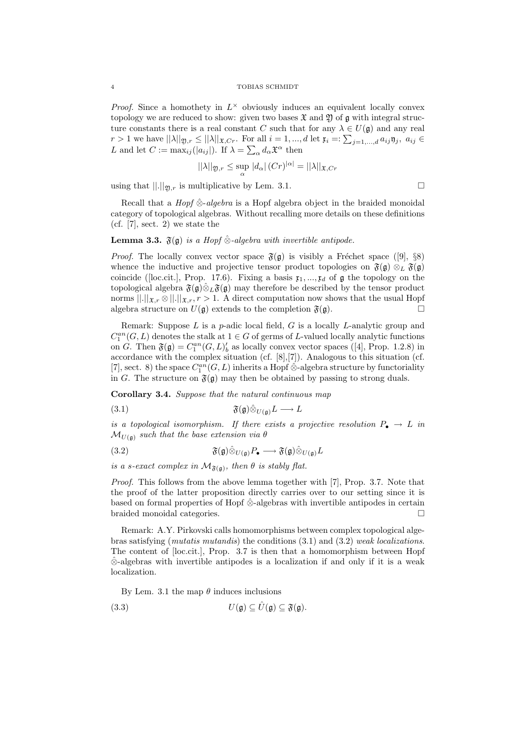*Proof.* Since a homothety in $L^\times$ obviously induces an equivalent locally convex topology we are reduced to show: given two bases $\mathfrak{X}$ and $\mathfrak{Y}$ of $\mathfrak{g}$ with integral structure constants there is a real constant $C$ such that for any $\lambda \in U(\mathfrak{g})$ and any real $r > 1$ we have $||\lambda||_{\mathfrak{Y},r} \leq ||\lambda||_{\mathfrak{X},Cr}$. For all $i = 1, ..., d$ let $\mathfrak{x}_i =: \sum_{j=1,...,d} a_{ij}\mathfrak{y}_j,\ a_{ij} \in L$ and let $C := \max_{ij}(|a_{ij}|)$. If $\lambda = \sum_\alpha d_\alpha \mathfrak{X}^\alpha$ then

$$||\lambda||_{\mathfrak{Y},r} \leq \sup_\alpha |d_\alpha|\,(Cr)^{|\alpha|} = ||\lambda||_{\mathfrak{X},Cr}$$

using that $||.||_{\mathfrak{Y},r}$ is multiplicative by Lem. 3.1. □

Recall that a *Hopf* $\hat{\otimes}$-*algebra* is a Hopf algebra object in the braided monoidal category of topological algebras. Without recalling more details on these definitions (cf. [7], sect. 2) we state the

**Lemma 3.3.** *$\mathfrak{F}(\mathfrak{g})$ is a Hopf $\hat{\otimes}$-algebra with invertible antipode.*

*Proof.* The locally convex vector space $\mathfrak{F}(\mathfrak{g})$ is visibly a Fréchet space ([9], §8) whence the inductive and projective tensor product topologies on $\mathfrak{F}(\mathfrak{g}) \otimes_L \mathfrak{F}(\mathfrak{g})$ coincide ([loc.cit.], Prop. 17.6). Fixing a basis $\mathfrak{x}_1, ..., \mathfrak{x}_d$ of $\mathfrak{g}$ the topology on the topological algebra $\mathfrak{F}(\mathfrak{g})\hat{\otimes}_L\mathfrak{F}(\mathfrak{g})$ may therefore be described by the tensor product norms $||.||_{\mathfrak{x},r} \otimes ||.||_{\mathfrak{x},r}, r > 1$. A direct computation now shows that the usual Hopf algebra structure on $U(\mathfrak{g})$ extends to the completion $\mathfrak{F}(\mathfrak{g})$. □

Remark: Suppose $L$ is a $p$-adic local field, $G$ is a locally $L$-analytic group and $C_1^{an}(G, L)$ denotes the stalk at $1 \in G$ of germs of $L$-valued locally analytic functions on $G$. Then $\mathfrak{F}(\mathfrak{g}) = C_1^{an}(G, L)'_b$ as locally convex vector spaces ([4], Prop. 1.2.8) in accordance with the complex situation (cf. [8],[7]). Analogous to this situation (cf. [7], sect. 8) the space $C_1^{an}(G, L)$ inherits a Hopf $\hat{\otimes}$-algebra structure by functoriality in $G$. The structure on $\mathfrak{F}(\mathfrak{g})$ may then be obtained by passing to strong duals.

**Corollary 3.4.** *Suppose that the natural continuous map*

$$\mathfrak{F}(\mathfrak{g})\hat{\otimes}_{U(\mathfrak{g})}L \longrightarrow L \tag{3.1}$$

*is a topological isomorphism. If there exists a projective resolution $P_\bullet \to L$ in $\mathcal{M}_{U(\mathfrak{g})}$ such that the base extension via $\theta$*

$$\mathfrak{F}(\mathfrak{g})\hat{\otimes}_{U(\mathfrak{g})}P_\bullet \longrightarrow \mathfrak{F}(\mathfrak{g})\hat{\otimes}_{U(\mathfrak{g})}L \tag{3.2}$$

*is a s-exact complex in $\mathcal{M}_{\mathfrak{F}(\mathfrak{g})}$, then $\theta$ is stably flat.*

*Proof.* This follows from the above lemma together with [7], Prop. 3.7. Note that the proof of the latter proposition directly carries over to our setting since it is based on formal properties of Hopf $\hat{\otimes}$-algebras with invertible antipodes in certain braided monoidal categories. □

Remark: A.Y. Pirkovski calls homomorphisms between complex topological algebras satisfying (*mutatis mutandis*) the conditions (3.1) and (3.2) *weak localizations*. The content of [loc.cit.], Prop. 3.7 is then that a homomorphism between Hopf $\hat{\otimes}$-algebras with invertible antipodes is a localization if and only if it is a weak localization.

By Lem. 3.1 the map $\theta$ induces inclusions

$$U(\mathfrak{g}) \subseteq \hat{U}(\mathfrak{g}) \subseteq \mathfrak{F}(\mathfrak{g}). \tag{3.3}$$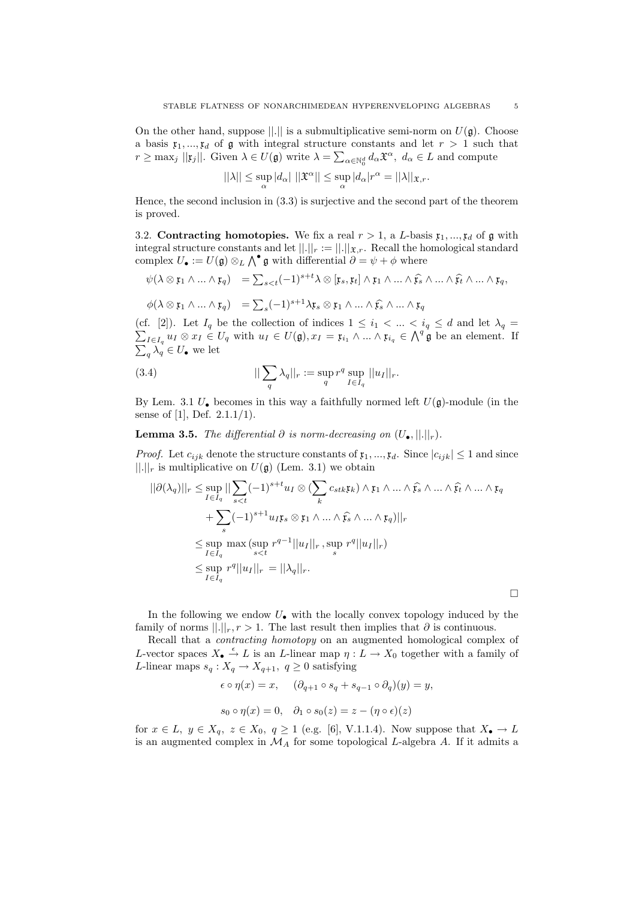On the other hand, suppose $||.||$ is a submultiplicative semi-norm on $U(\mathfrak{g})$. Choose a basis $\mathfrak{x}_1, ..., \mathfrak{x}_d$ of $\mathfrak{g}$ with integral structure constants and let $r > 1$ such that $r \geq \max_j ||\mathfrak{x}_j||$. Given $\lambda \in U(\mathfrak{g})$ write $\lambda = \sum_{\alpha \in \mathbb{N}_0^d} d_\alpha \mathfrak{X}^\alpha,\ d_\alpha \in L$ and compute

$$||\lambda|| \leq \sup_\alpha |d_\alpha|\ ||\mathfrak{X}^\alpha|| \leq \sup_\alpha |d_\alpha| r^\alpha = ||\lambda||_{\mathfrak{x},r}.$$

Hence, the second inclusion in (3.3) is surjective and the second part of the theorem is proved.

3.2. **Contracting homotopies.** We fix a real $r > 1$, a $L$-basis $\mathfrak{x}_1, ..., \mathfrak{x}_d$ of $\mathfrak{g}$ with integral structure constants and let $||.||_r := ||.||_{\mathfrak{x},r}$. Recall the homological standard complex $U_\bullet := U(\mathfrak{g}) \otimes_L \bigwedge^\bullet \mathfrak{g}$ with differential $\partial = \psi + \phi$ where

$$\psi(\lambda \otimes \mathfrak{x}_1 \wedge ... \wedge \mathfrak{x}_q) \quad = \sum_{s<t} (-1)^{s+t} \lambda \otimes [\mathfrak{x}_s, \mathfrak{x}_t] \wedge \mathfrak{x}_1 \wedge ... \wedge \widehat{\mathfrak{x}_s} \wedge ... \wedge \widehat{\mathfrak{x}_t} \wedge ... \wedge \mathfrak{x}_q,$$

$$\phi(\lambda \otimes \mathfrak{x}_1 \wedge ... \wedge \mathfrak{x}_q) \quad = \sum_s (-1)^{s+1} \lambda \mathfrak{x}_s \otimes \mathfrak{x}_1 \wedge ... \wedge \widehat{\mathfrak{x}_s} \wedge ... \wedge \mathfrak{x}_q$$

(cf. [2]). Let $I_q$ be the collection of indices $1 \leq i_1 < ... < i_q \leq d$ and let $\lambda_q = \sum_{I \in I_q} u_I \otimes x_I \in U_q$ with $u_I \in U(\mathfrak{g}), x_I = \mathfrak{x}_{i_1} \wedge ... \wedge \mathfrak{x}_{i_q} \in \bigwedge^q \mathfrak{g}$ be an element. If $\sum_q \lambda_q \in U_\bullet$ we let

$$||\sum_q \lambda_q||_r := \sup_q r^q \sup_{I \in I_q} ||u_I||_r. \tag{3.4}$$

By Lem. 3.1 $U_\bullet$ becomes in this way a faithfully normed left $U(\mathfrak{g})$-module (in the sense of [1], Def. 2.1.1/1).

**Lemma 3.5.** *The differential $\partial$ is norm-decreasing on $(U_\bullet, ||.||_r)$.*

*Proof.* Let $c_{ijk}$ denote the structure constants of $\mathfrak{x}_1, ..., \mathfrak{x}_d$. Since $|c_{ijk}| \leq 1$ and since $||.||_r$ is multiplicative on $U(\mathfrak{g})$ (Lem. 3.1) we obtain

$$\begin{aligned}
||\partial(\lambda_q)||_r &\leq \sup_{I \in I_q} ||\sum_{s<t} (-1)^{s+t} u_I \otimes (\sum_k c_{stk} \mathfrak{x}_k) \wedge \mathfrak{x}_1 \wedge ... \wedge \widehat{\mathfrak{x}_s} \wedge ... \wedge \widehat{\mathfrak{x}_t} \wedge ... \wedge \mathfrak{x}_q \\
&\quad + \sum_s (-1)^{s+1} u_I \mathfrak{x}_s \otimes \mathfrak{x}_1 \wedge ... \wedge \widehat{\mathfrak{x}_s} \wedge ... \wedge \mathfrak{x}_q)||_r \\
&\leq \sup_{I \in I_q} \max(\sup_{s<t} r^{q-1} ||u_I||_r, \sup_s r^q ||u_I||_r) \\
&\leq \sup_{I \in I_q} r^q ||u_I||_r = ||\lambda_q||_r.
\end{aligned}$$

□

In the following we endow $U_\bullet$ with the locally convex topology induced by the family of norms $||.||_r, r > 1$. The last result then implies that $\partial$ is continuous.

Recall that a *contracting homotopy* on an augmented homological complex of $L$-vector spaces $X_\bullet \xrightarrow{\epsilon} L$ is an $L$-linear map $\eta : L \to X_0$ together with a family of $L$-linear maps $s_q : X_q \to X_{q+1},\ q \geq 0$ satisfying

$$\epsilon \circ \eta(x) = x, \quad (\partial_{q+1} \circ s_q + s_{q-1} \circ \partial_q)(y) = y,$$

$$s_0 \circ \eta(x) = 0, \quad \partial_1 \circ s_0(z) = z - (\eta \circ \epsilon)(z)$$

for $x \in L,\ y \in X_q,\ z \in X_0,\ q \geq 1$ (e.g. [6], V.1.1.4). Now suppose that $X_\bullet \to L$ is an augmented complex in $\mathcal{M}_A$ for some topological $L$-algebra $A$. If it admits a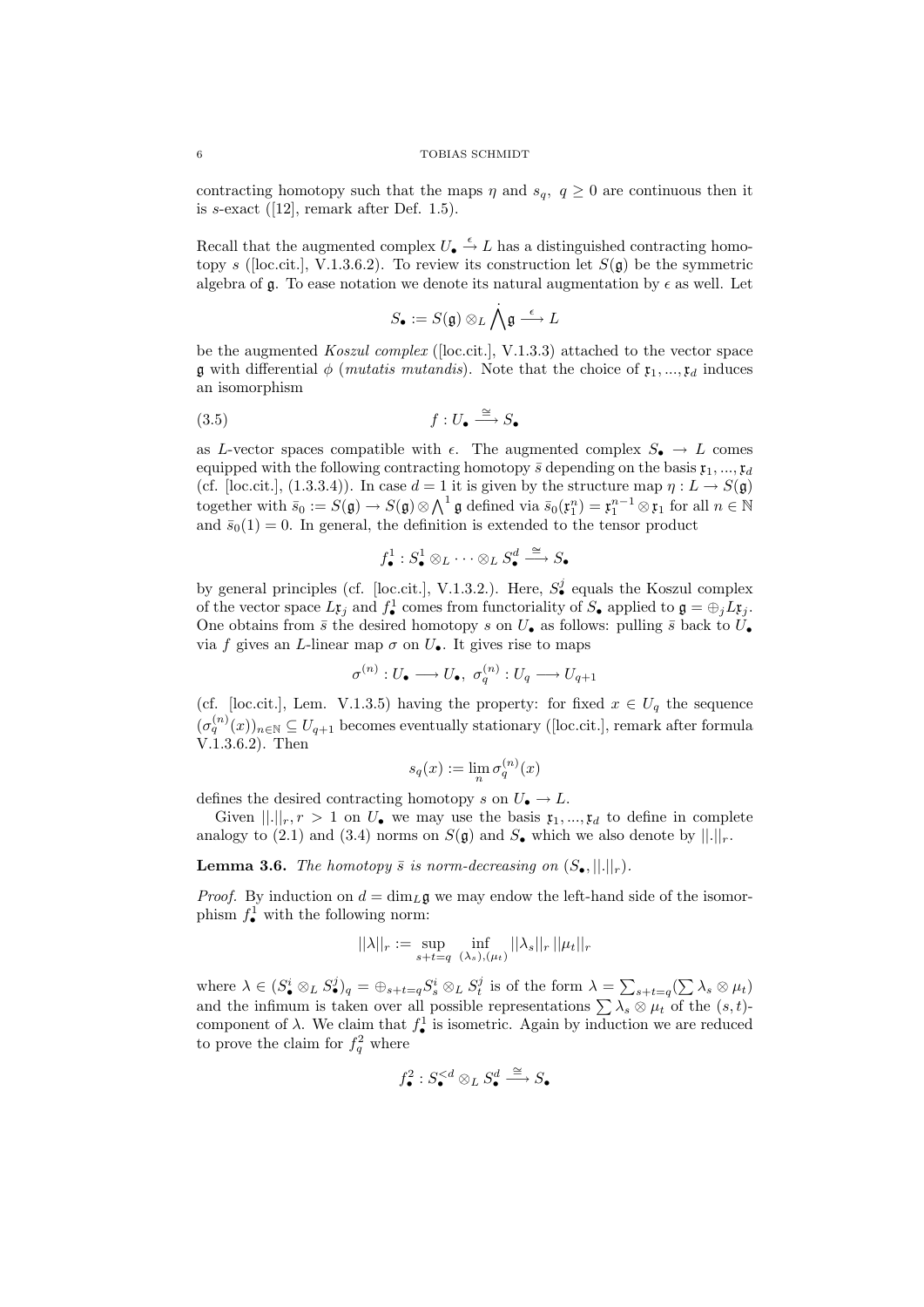contracting homotopy such that the maps $\eta$ and $s_q,\ q\geq 0$ are continuous then it is $s$-exact ([12], remark after Def. 1.5).

Recall that the augmented complex $U_\bullet \xrightarrow{\epsilon} L$ has a distinguished contracting homotopy $s$ ([loc.cit.], V.1.3.6.2). To review its construction let $S(\mathfrak{g})$ be the symmetric algebra of $\mathfrak{g}$. To ease notation we denote its natural augmentation by $\epsilon$ as well. Let

$$S_\bullet := S(\mathfrak{g})\otimes_L \bigwedge^{\bullet}\mathfrak{g} \xrightarrow{\epsilon} L$$

be the augmented *Koszul complex* ([loc.cit.], V.1.3.3) attached to the vector space $\mathfrak{g}$ with differential $\phi$ (*mutatis mutandis*). Note that the choice of $\mathfrak{x}_1,...,\mathfrak{x}_d$ induces an isomorphism

$$f: U_\bullet \xrightarrow{\cong} S_\bullet \tag{3.5}$$

as $L$-vector spaces compatible with $\epsilon$. The augmented complex $S_\bullet \rightarrow L$ comes equipped with the following contracting homotopy $\bar{s}$ depending on the basis $\mathfrak{x}_1,...,\mathfrak{x}_d$ (cf. [loc.cit.], (1.3.3.4)). In case $d=1$ it is given by the structure map $\eta: L\rightarrow S(\mathfrak{g})$ together with $\bar{s}_0 := S(\mathfrak{g})\rightarrow S(\mathfrak{g})\otimes\bigwedge^1\mathfrak{g}$ defined via $\bar{s}_0(\mathfrak{x}_1^n)=\mathfrak{x}_1^{n-1}\otimes\mathfrak{x}_1$ for all $n\in\mathbb{N}$ and $\bar{s}_0(1)=0$. In general, the definition is extended to the tensor product

$$f^1_\bullet : S^1_\bullet\otimes_L\cdots\otimes_L S^d_\bullet \xrightarrow{\cong} S_\bullet$$

by general principles (cf. [loc.cit.], V.1.3.2.). Here, $S^j_\bullet$ equals the Koszul complex of the vector space $L\mathfrak{x}_j$ and $f^1_\bullet$ comes from functoriality of $S_\bullet$ applied to $\mathfrak{g}=\oplus_j L\mathfrak{x}_j$. One obtains from $\bar{s}$ the desired homotopy $s$ on $U_\bullet$ as follows: pulling $\bar{s}$ back to $U_\bullet$ via $f$ gives an $L$-linear map $\sigma$ on $U_\bullet$. It gives rise to maps

$$\sigma^{(n)}: U_\bullet \longrightarrow U_\bullet,\ \sigma^{(n)}_q : U_q \longrightarrow U_{q+1}$$

(cf. [loc.cit.], Lem. V.1.3.5) having the property: for fixed $x\in U_q$ the sequence $(\sigma_q^{(n)}(x))_{n\in\mathbb{N}}\subseteq U_{q+1}$ becomes eventually stationary ([loc.cit.], remark after formula V.1.3.6.2). Then

$$s_q(x) := \lim_n \sigma^{(n)}_q(x)$$

defines the desired contracting homotopy $s$ on $U_\bullet\rightarrow L$.

Given $||.||_r, r>1$ on $U_\bullet$ we may use the basis $\mathfrak{x}_1,...,\mathfrak{x}_d$ to define in complete analogy to (2.1) and (3.4) norms on $S(\mathfrak{g})$ and $S_\bullet$ which we also denote by $||.||_r$.

**Lemma 3.6.** *The homotopy $\bar{s}$ is norm-decreasing on $(S_\bullet, ||.||_r)$.*

*Proof.* By induction on $d=\dim_L\mathfrak{g}$ we may endow the left-hand side of the isomorphism $f^1_\bullet$ with the following norm:

$$||\lambda||_r := \sup_{s+t=q}\ \inf_{(\lambda_s),(\mu_t)} ||\lambda_s||_r\,||\mu_t||_r$$

where $\lambda\in(S^i_\bullet\otimes_L S^j_\bullet)_q=\oplus_{s+t=q}S^i_s\otimes_L S^j_t$ is of the form $\lambda=\sum_{s+t=q}(\sum\lambda_s\otimes\mu_t)$ and the infimum is taken over all possible representations $\sum\lambda_s\otimes\mu_t$ of the $(s,t)$-component of $\lambda$. We claim that $f^1_\bullet$ is isometric. Again by induction we are reduced to prove the claim for $f^2_q$ where

$$f^2_\bullet : S^{<d}_\bullet\otimes_L S^d_\bullet \xrightarrow{\cong} S_\bullet$$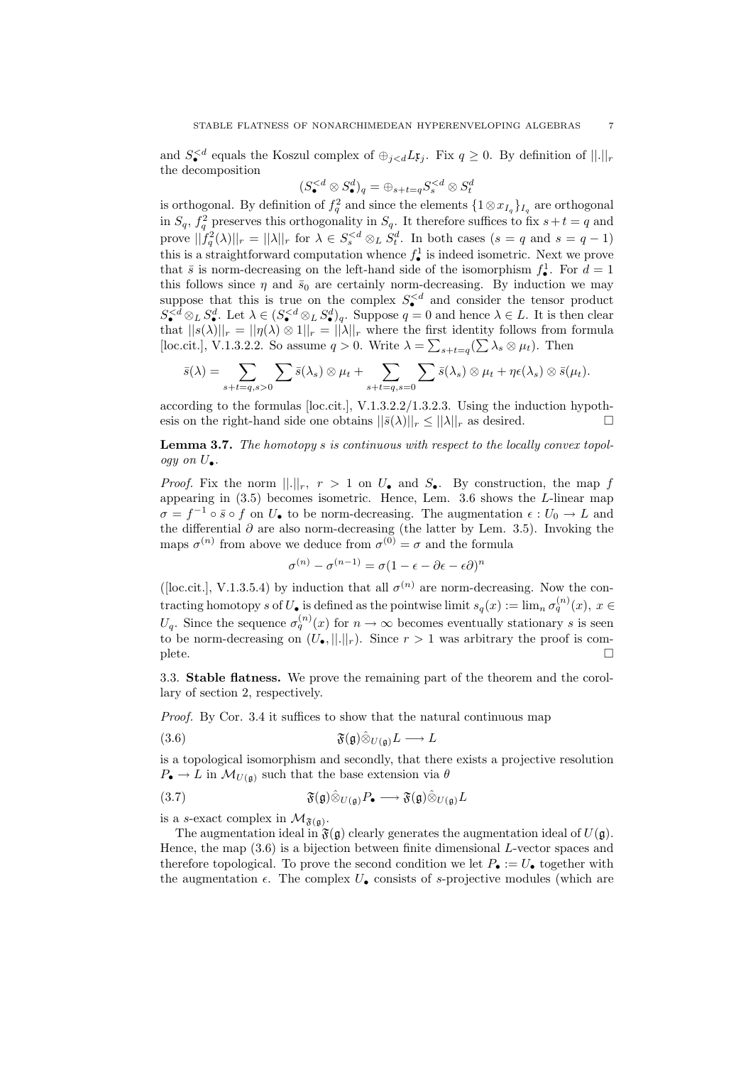and $S_\bullet^{<d}$ equals the Koszul complex of $\oplus_{j<d} L\mathfrak{x}_j$. Fix $q \geq 0$. By definition of $||.||_r$ the decomposition

$$(S_\bullet^{<d} \otimes S_\bullet^d)_q = \oplus_{s+t=q} S_s^{<d} \otimes S_t^d$$

is orthogonal. By definition of $f_q^2$ and since the elements $\{1 \otimes x_{I_q}\}_{I_q}$ are orthogonal in $S_q$, $f_q^2$ preserves this orthogonality in $S_q$. It therefore suffices to fix $s+t=q$ and prove $||f_q^2(\lambda)||_r = ||\lambda||_r$ for $\lambda \in S_s^{<d} \otimes_L S_t^d$. In both cases ($s=q$ and $s=q-1$) this is a straightforward computation whence $f_\bullet^1$ is indeed isometric. Next we prove that $\bar{s}$ is norm-decreasing on the left-hand side of the isomorphism $f_\bullet^1$. For $d=1$ this follows since $\eta$ and $\bar{s}_0$ are certainly norm-decreasing. By induction we may suppose that this is true on the complex $S_\bullet^{<d}$ and consider the tensor product $S_\bullet^{<d} \otimes_L S_\bullet^d$. Let $\lambda \in (S_\bullet^{<d} \otimes_L S_\bullet^d)_q$. Suppose $q=0$ and hence $\lambda \in L$. It is then clear that $||s(\lambda)||_r = ||\eta(\lambda) \otimes 1||_r = ||\lambda||_r$ where the first identity follows from formula [loc.cit.], V.1.3.2.2. So assume $q>0$. Write $\lambda = \sum_{s+t=q} (\sum \lambda_s \otimes \mu_t)$. Then

$$\bar{s}(\lambda) = \sum_{s+t=q, s>0} \sum \bar{s}(\lambda_s) \otimes \mu_t + \sum_{s+t=q, s=0} \sum \bar{s}(\lambda_s) \otimes \mu_t + \eta\epsilon(\lambda_s) \otimes \bar{s}(\mu_t).$$

according to the formulas [loc.cit.], V.1.3.2.2/1.3.2.3. Using the induction hypothesis on the right-hand side one obtains $||\bar{s}(\lambda)||_r \leq ||\lambda||_r$ as desired. □

**Lemma 3.7.** *The homotopy $s$ is continuous with respect to the locally convex topology on $U_\bullet$.*

*Proof.* Fix the norm $||.||_r$, $r>1$ on $U_\bullet$ and $S_\bullet$. By construction, the map $f$ appearing in (3.5) becomes isometric. Hence, Lem. 3.6 shows the $L$-linear map $\sigma = f^{-1} \circ \bar{s} \circ f$ on $U_\bullet$ to be norm-decreasing. The augmentation $\epsilon : U_0 \to L$ and the differential $\partial$ are also norm-decreasing (the latter by Lem. 3.5). Invoking the maps $\sigma^{(n)}$ from above we deduce from $\sigma^{(0)} = \sigma$ and the formula

$$\sigma^{(n)} - \sigma^{(n-1)} = \sigma(1 - \epsilon - \partial\epsilon - \epsilon\partial)^n$$

([loc.cit.], V.1.3.5.4) by induction that all $\sigma^{(n)}$ are norm-decreasing. Now the contracting homotopy $s$ of $U_\bullet$ is defined as the pointwise limit $s_q(x) := \lim_n \sigma_q^{(n)}(x)$, $x \in U_q$. Since the sequence $\sigma_q^{(n)}(x)$ for $n \to \infty$ becomes eventually stationary $s$ is seen to be norm-decreasing on $(U_\bullet, ||.||_r)$. Since $r>1$ was arbitrary the proof is complete. □

### 3.3. Stable flatness.

We prove the remaining part of the theorem and the corollary of section 2, respectively.

*Proof.* By Cor. 3.4 it suffices to show that the natural continuous map

$$\mathfrak{F}(\mathfrak{g}) \hat{\otimes}_{U(\mathfrak{g})} L \longrightarrow L \tag{3.6}$$

is a topological isomorphism and secondly, that there exists a projective resolution $P_\bullet \to L$ in $\mathcal{M}_{U(\mathfrak{g})}$ such that the base extension via $\theta$

$$\mathfrak{F}(\mathfrak{g}) \hat{\otimes}_{U(\mathfrak{g})} P_\bullet \longrightarrow \mathfrak{F}(\mathfrak{g}) \hat{\otimes}_{U(\mathfrak{g})} L \tag{3.7}$$

is a $s$-exact complex in $\mathcal{M}_{\mathfrak{F}(\mathfrak{g})}$.

The augmentation ideal in $\mathfrak{F}(\mathfrak{g})$ clearly generates the augmentation ideal of $U(\mathfrak{g})$. Hence, the map (3.6) is a bijection between finite dimensional $L$-vector spaces and therefore topological. To prove the second condition we let $P_\bullet := U_\bullet$ together with the augmentation $\epsilon$. The complex $U_\bullet$ consists of $s$-projective modules (which are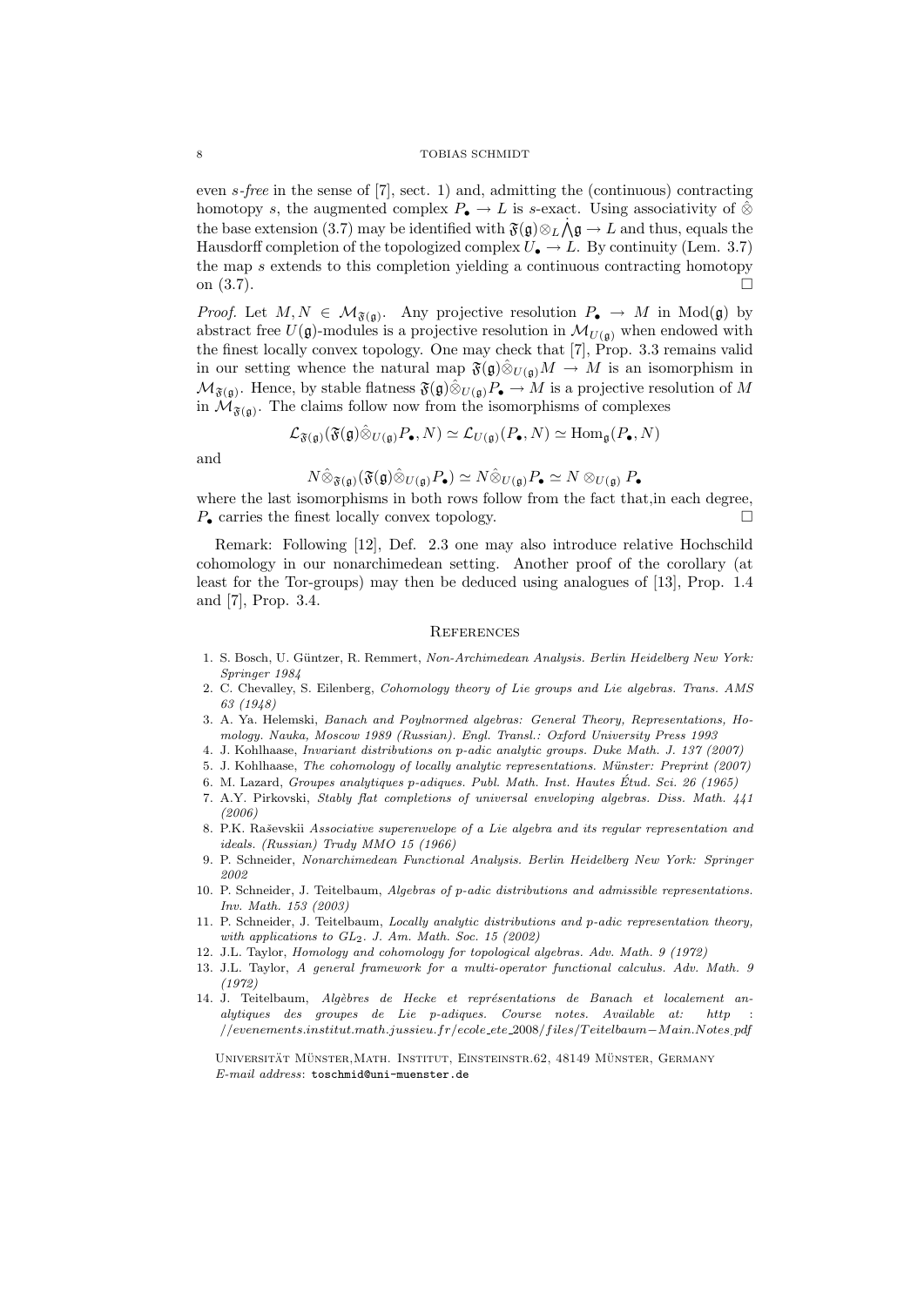even *s-free* in the sense of [7], sect. 1) and, admitting the (continuous) contracting homotopy $s$, the augmented complex $P_\bullet \to L$ is $s$-exact. Using associativity of $\hat{\otimes}$ the base extension (3.7) may be identified with $\mathfrak{F}(\mathfrak{g})\otimes_L \dot{\bigwedge}\mathfrak{g} \to L$ and thus, equals the Hausdorff completion of the topologized complex $U_\bullet \to L$. By continuity (Lem. 3.7) the map $s$ extends to this completion yielding a continuous contracting homotopy on (3.7). $\square$

*Proof.* Let $M, N \in \mathcal{M}_{\mathfrak{F}(\mathfrak{g})}$. Any projective resolution $P_\bullet \to M$ in $\mathrm{Mod}(\mathfrak{g})$ by abstract free $U(\mathfrak{g})$-modules is a projective resolution in $\mathcal{M}_{U(\mathfrak{g})}$ when endowed with the finest locally convex topology. One may check that [7], Prop. 3.3 remains valid in our setting whence the natural map $\mathfrak{F}(\mathfrak{g})\hat{\otimes}_{U(\mathfrak{g})}M \to M$ is an isomorphism in $\mathcal{M}_{\mathfrak{F}(\mathfrak{g})}$. Hence, by stable flatness $\mathfrak{F}(\mathfrak{g})\hat{\otimes}_{U(\mathfrak{g})}P_\bullet \to M$ is a projective resolution of $M$ in $\mathcal{M}_{\mathfrak{F}(\mathfrak{g})}$. The claims follow now from the isomorphisms of complexes

$$\mathcal{L}_{\mathfrak{F}(\mathfrak{g})}(\mathfrak{F}(\mathfrak{g})\hat{\otimes}_{U(\mathfrak{g})}P_\bullet, N) \simeq \mathcal{L}_{U(\mathfrak{g})}(P_\bullet, N) \simeq \mathrm{Hom}_{\mathfrak{g}}(P_\bullet, N)$$

and

$$N\hat{\otimes}_{\mathfrak{F}(\mathfrak{g})}(\mathfrak{F}(\mathfrak{g})\hat{\otimes}_{U(\mathfrak{g})}P_\bullet) \simeq N\hat{\otimes}_{U(\mathfrak{g})}P_\bullet \simeq N \otimes_{U(\mathfrak{g})} P_\bullet$$

where the last isomorphisms in both rows follow from the fact that,in each degree, $P_\bullet$ carries the finest locally convex topology. $\square$

Remark: Following [12], Def. 2.3 one may also introduce relative Hochschild cohomology in our nonarchimedean setting. Another proof of the corollary (at least for the Tor-groups) may then be deduced using analogues of [13], Prop. 1.4 and [7], Prop. 3.4.

## References

1. S. Bosch, U. Güntzer, R. Remmert, *Non-Archimedean Analysis. Berlin Heidelberg New York: Springer 1984*
2. C. Chevalley, S. Eilenberg, *Cohomology theory of Lie groups and Lie algebras. Trans. AMS 63 (1948)*
3. A. Ya. Helemski, *Banach and Poylnormed algebras: General Theory, Representations, Homology. Nauka, Moscow 1989 (Russian). Engl. Transl.: Oxford University Press 1993*
4. J. Kohlhaase, *Invariant distributions on p-adic analytic groups. Duke Math. J. 137 (2007)*
5. J. Kohlhaase, *The cohomology of locally analytic representations. Münster: Preprint (2007)*
6. M. Lazard, *Groupes analytiques p-adiques. Publ. Math. Inst. Hautes Étud. Sci. 26 (1965)*
7. A.Y. Pirkovski, *Stably flat completions of universal enveloping algebras. Diss. Math. 441 (2006)*
8. P.K. Raševskii *Associative superenvelope of a Lie algebra and its regular representation and ideals. (Russian) Trudy MMO 15 (1966)*
9. P. Schneider, *Nonarchimedean Functional Analysis. Berlin Heidelberg New York: Springer 2002*
10. P. Schneider, J. Teitelbaum, *Algebras of p-adic distributions and admissible representations. Inv. Math. 153 (2003)*
11. P. Schneider, J. Teitelbaum, *Locally analytic distributions and p-adic representation theory, with applications to $GL_2$. J. Am. Math. Soc. 15 (2002)*
12. J.L. Taylor, *Homology and cohomology for topological algebras. Adv. Math. 9 (1972)*
13. J.L. Taylor, *A general framework for a multi-operator functional calculus. Adv. Math. 9 (1972)*
14. J. Teitelbaum, *Algèbres de Hecke et représentations de Banach et localement analytiques des groupes de Lie p-adiques. Course notes. Available at: http://evenements.institut.math.jussieu.fr/ecole_ete_2008/files/Teitelbaum−Main.Notes.pdf*

Universität Münster,Math. Institut, Einsteinstr.62, 48149 Münster, Germany

*E-mail address*: toschmid@uni-muenster.de